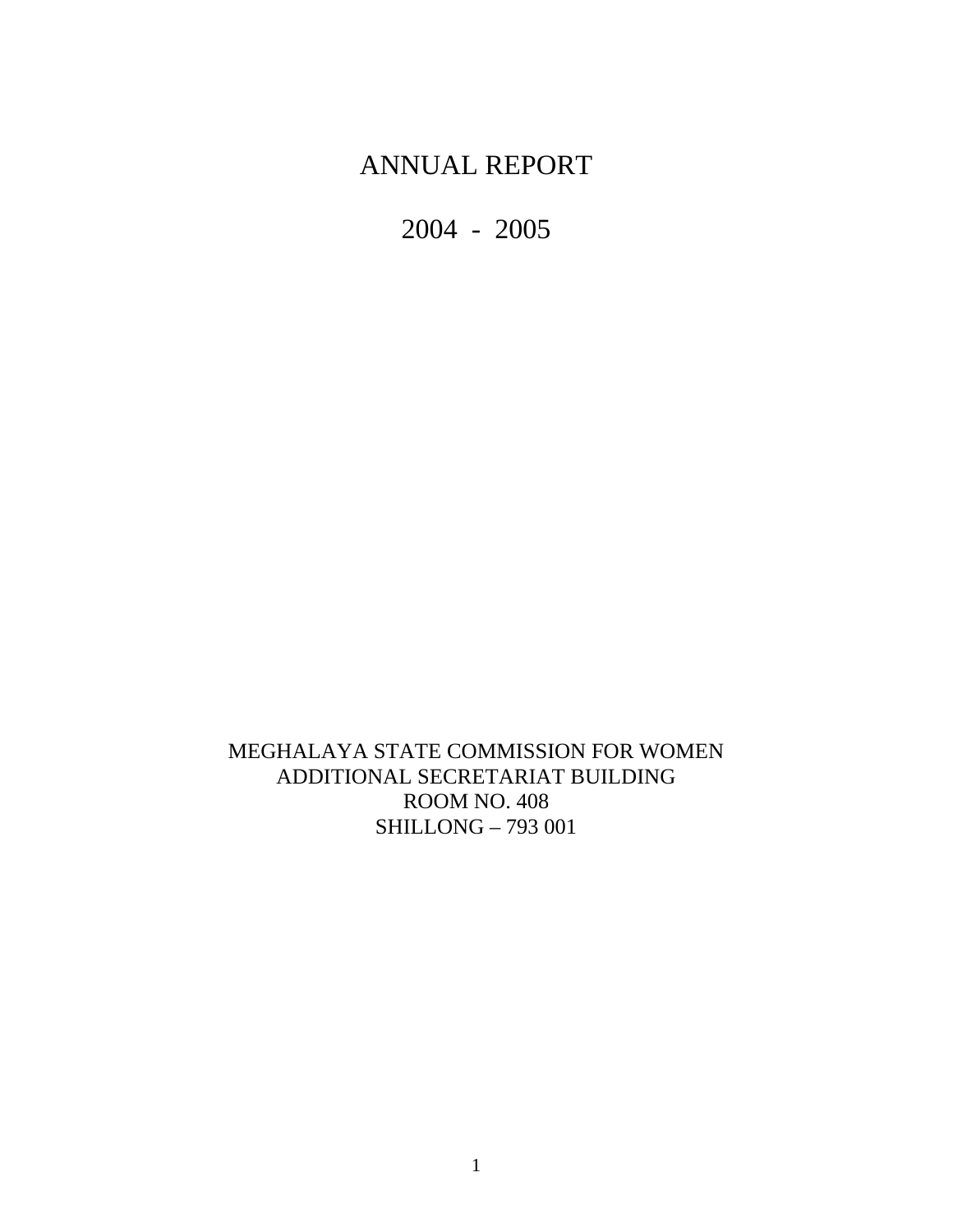# ANNUAL REPORT

# 2004 - 2005

MEGHALAYA STATE COMMISSION FOR WOMEN
ADDITIONAL SECRETARIAT BUILDING
ROOM NO. 408
SHILLONG – 793 001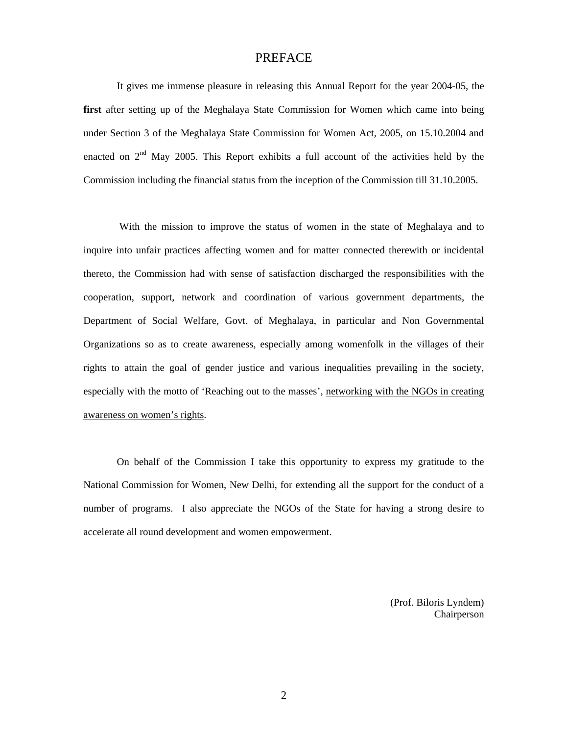# PREFACE

It gives me immense pleasure in releasing this Annual Report for the year 2004-05, the **first** after setting up of the Meghalaya State Commission for Women which came into being under Section 3 of the Meghalaya State Commission for Women Act, 2005, on 15.10.2004 and enacted on 2nd May 2005. This Report exhibits a full account of the activities held by the Commission including the financial status from the inception of the Commission till 31.10.2005.

With the mission to improve the status of women in the state of Meghalaya and to inquire into unfair practices affecting women and for matter connected therewith or incidental thereto, the Commission had with sense of satisfaction discharged the responsibilities with the cooperation, support, network and coordination of various government departments, the Department of Social Welfare, Govt. of Meghalaya, in particular and Non Governmental Organizations so as to create awareness, especially among womenfolk in the villages of their rights to attain the goal of gender justice and various inequalities prevailing in the society, especially with the motto of 'Reaching out to the masses', <u>networking with the NGOs in creating awareness on women's rights</u>.

On behalf of the Commission I take this opportunity to express my gratitude to the National Commission for Women, New Delhi, for extending all the support for the conduct of a number of programs. I also appreciate the NGOs of the State for having a strong desire to accelerate all round development and women empowerment.

(Prof. Biloris Lyndem)
Chairperson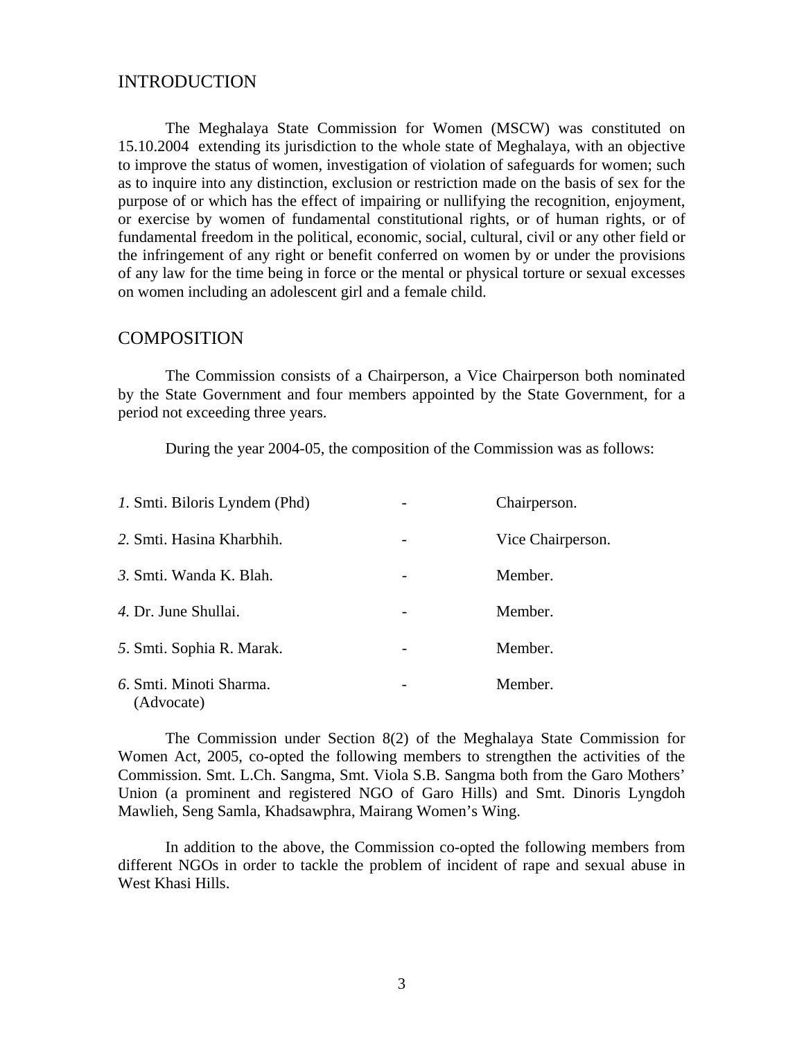## INTRODUCTION

The Meghalaya State Commission for Women (MSCW) was constituted on 15.10.2004 extending its jurisdiction to the whole state of Meghalaya, with an objective to improve the status of women, investigation of violation of safeguards for women; such as to inquire into any distinction, exclusion or restriction made on the basis of sex for the purpose of or which has the effect of impairing or nullifying the recognition, enjoyment, or exercise by women of fundamental constitutional rights, or of human rights, or of fundamental freedom in the political, economic, social, cultural, civil or any other field or the infringement of any right or benefit conferred on women by or under the provisions of any law for the time being in force or the mental or physical torture or sexual excesses on women including an adolescent girl and a female child.

## COMPOSITION

The Commission consists of a Chairperson, a Vice Chairperson both nominated by the State Government and four members appointed by the State Government, for a period not exceeding three years.

During the year 2004-05, the composition of the Commission was as follows:

| | | |
|---|---|---|
| *1.* Smti. Biloris Lyndem (Phd) | - | Chairperson. |
| *2.* Smti. Hasina Kharbhih. | - | Vice Chairperson. |
| *3.* Smti. Wanda K. Blah. | - | Member. |
| *4.* Dr. June Shullai. | - | Member. |
| *5*. Smti. Sophia R. Marak. | - | Member. |
| *6*. Smti. Minoti Sharma. (Advocate) | - | Member. |

The Commission under Section 8(2) of the Meghalaya State Commission for Women Act, 2005, co-opted the following members to strengthen the activities of the Commission. Smt. L.Ch. Sangma, Smt. Viola S.B. Sangma both from the Garo Mothers' Union (a prominent and registered NGO of Garo Hills) and Smt. Dinoris Lyngdoh Mawlieh, Seng Samla, Khadsawphra, Mairang Women's Wing.

In addition to the above, the Commission co-opted the following members from different NGOs in order to tackle the problem of incident of rape and sexual abuse in West Khasi Hills.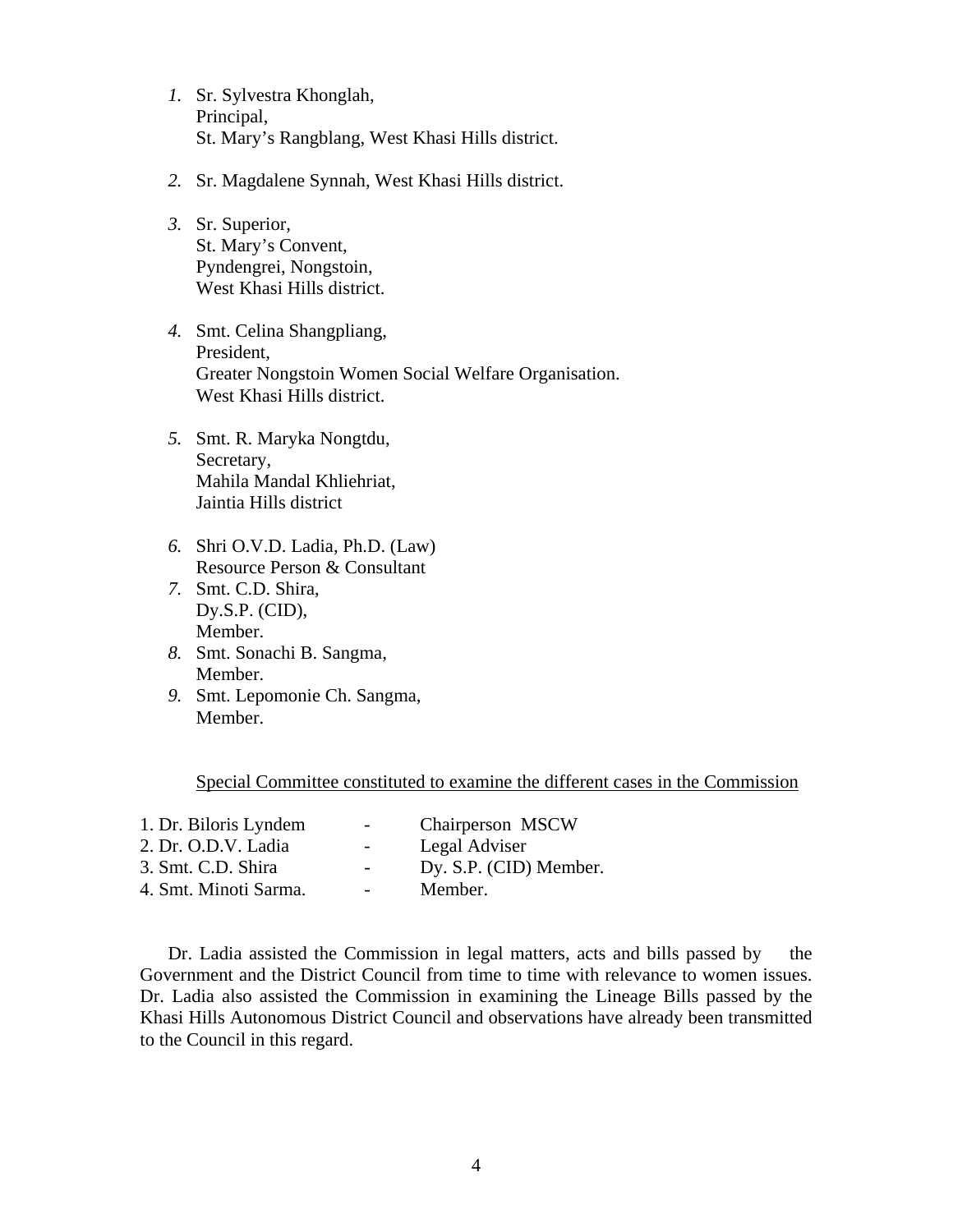1. Sr. Sylvestra Khonglah,
   Principal,
   St. Mary's Rangblang, West Khasi Hills district.

2. Sr. Magdalene Synnah, West Khasi Hills district.

3. Sr. Superior,
   St. Mary's Convent,
   Pyndengrei, Nongstoin,
   West Khasi Hills district.

4. Smt. Celina Shangpliang,
   President,
   Greater Nongstoin Women Social Welfare Organisation.
   West Khasi Hills district.

5. Smt. R. Maryka Nongtdu,
   Secretary,
   Mahila Mandal Khliehriat,
   Jaintia Hills district

6. Shri O.V.D. Ladia, Ph.D. (Law)
   Resource Person & Consultant
7. Smt. C.D. Shira,
   Dy.S.P. (CID),
   Member.
8. Smt. Sonachi B. Sangma,
   Member.
9. Smt. Lepomonie Ch. Sangma,
   Member.

<u>Special Committee constituted to examine the different cases in the Commission</u>

| | | |
|---|---|---|
| 1. Dr. Biloris Lyndem | - | Chairperson MSCW |
| 2. Dr. O.D.V. Ladia | - | Legal Adviser |
| 3. Smt. C.D. Shira | - | Dy. S.P. (CID) Member. |
| 4. Smt. Minoti Sarma. | - | Member. |

Dr. Ladia assisted the Commission in legal matters, acts and bills passed by the Government and the District Council from time to time with relevance to women issues. Dr. Ladia also assisted the Commission in examining the Lineage Bills passed by the Khasi Hills Autonomous District Council and observations have already been transmitted to the Council in this regard.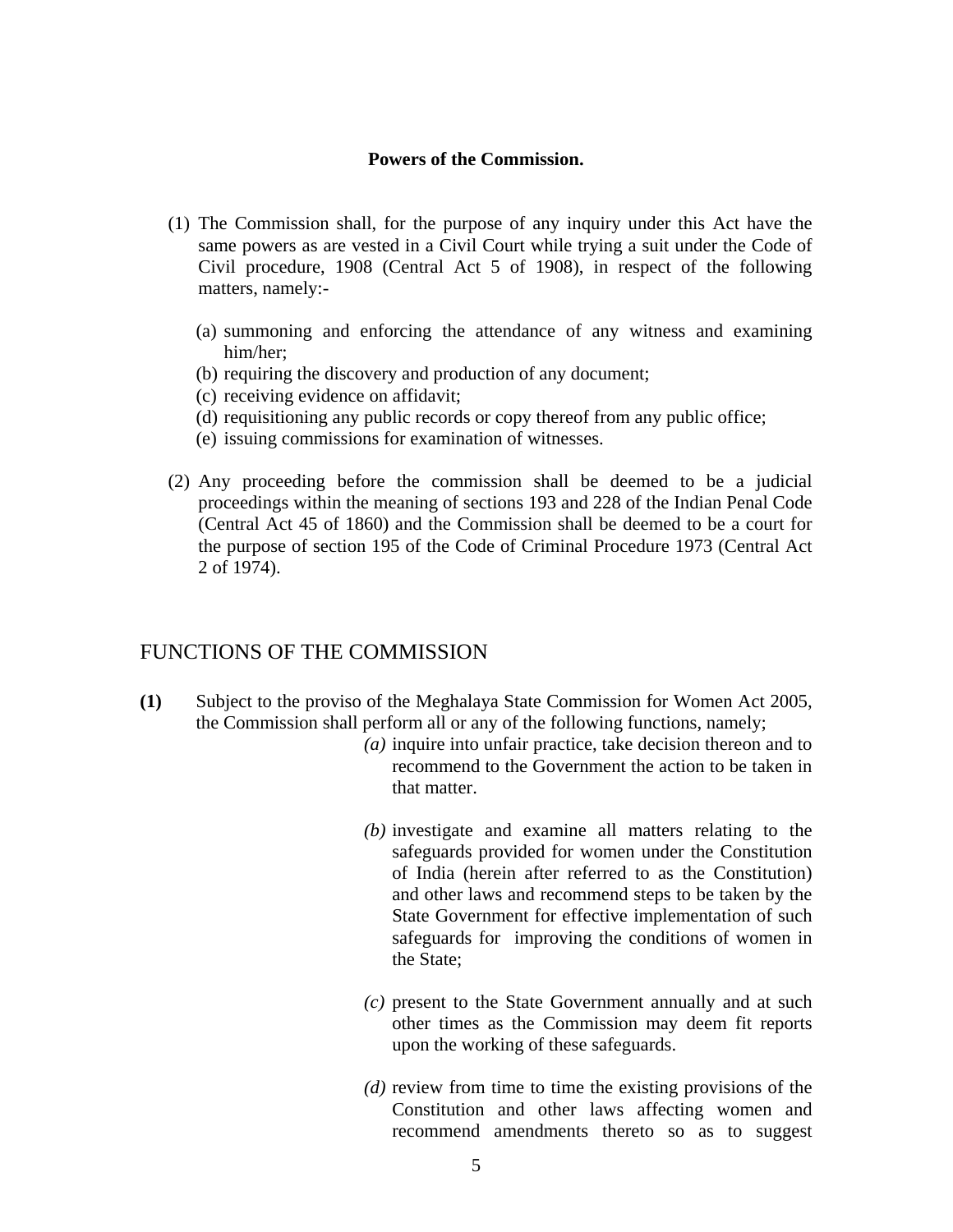**Powers of the Commission.**

(1) The Commission shall, for the purpose of any inquiry under this Act have the same powers as are vested in a Civil Court while trying a suit under the Code of Civil procedure, 1908 (Central Act 5 of 1908), in respect of the following matters, namely:-

  (a) summoning and enforcing the attendance of any witness and examining him/her;
  (b) requiring the discovery and production of any document;
  (c) receiving evidence on affidavit;
  (d) requisitioning any public records or copy thereof from any public office;
  (e) issuing commissions for examination of witnesses.

(2) Any proceeding before the commission shall be deemed to be a judicial proceedings within the meaning of sections 193 and 228 of the Indian Penal Code (Central Act 45 of 1860) and the Commission shall be deemed to be a court for the purpose of section 195 of the Code of Criminal Procedure 1973 (Central Act 2 of 1974).

## FUNCTIONS OF THE COMMISSION

**(1)** Subject to the proviso of the Meghalaya State Commission for Women Act 2005, the Commission shall perform all or any of the following functions, namely;

*(a)* inquire into unfair practice, take decision thereon and to recommend to the Government the action to be taken in that matter.

*(b)* investigate and examine all matters relating to the safeguards provided for women under the Constitution of India (herein after referred to as the Constitution) and other laws and recommend steps to be taken by the State Government for effective implementation of such safeguards for improving the conditions of women in the State;

*(c)* present to the State Government annually and at such other times as the Commission may deem fit reports upon the working of these safeguards.

*(d)* review from time to time the existing provisions of the Constitution and other laws affecting women and recommend amendments thereto so as to suggest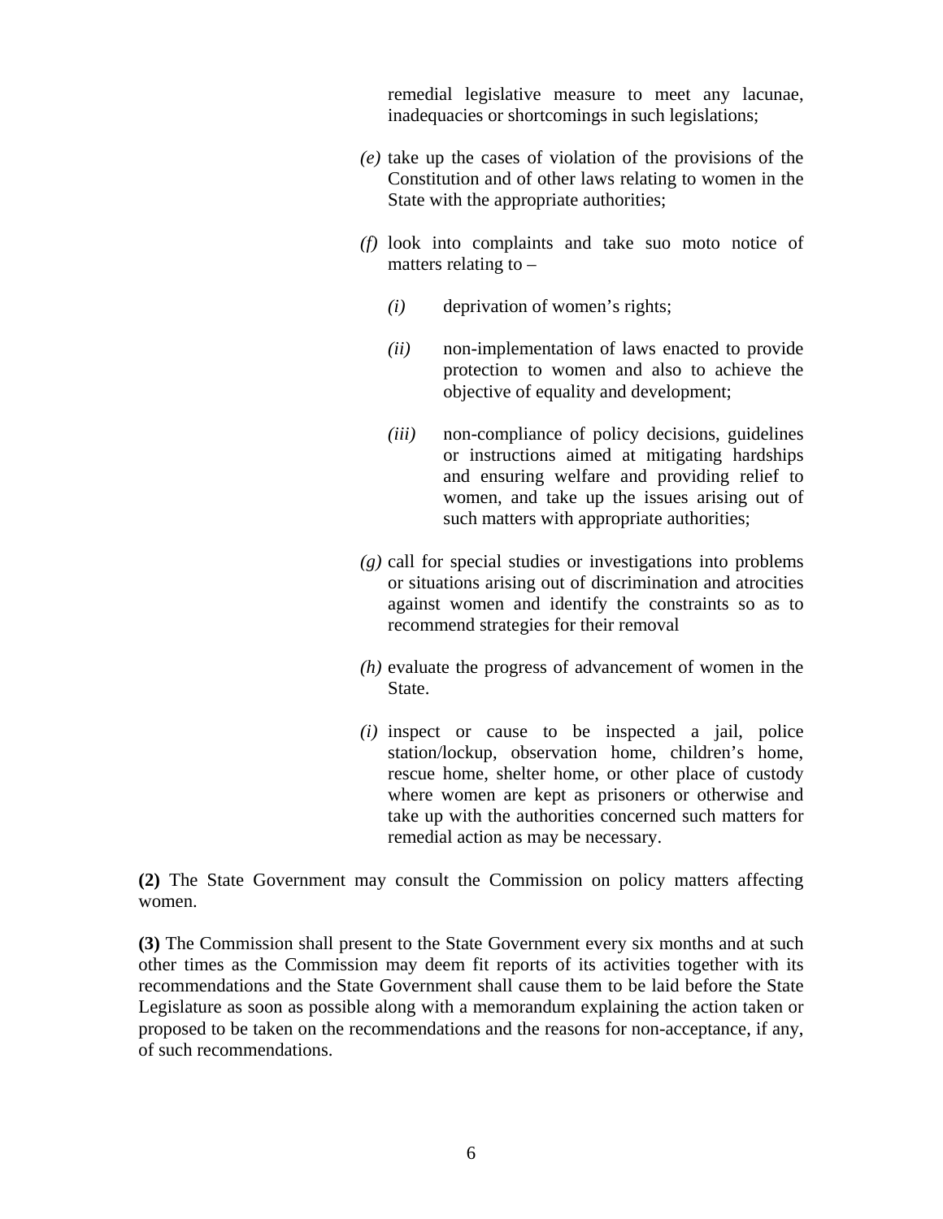remedial legislative measure to meet any lacunae, inadequacies or shortcomings in such legislations;

*(e)* take up the cases of violation of the provisions of the Constitution and of other laws relating to women in the State with the appropriate authorities;

*(f)* look into complaints and take suo moto notice of matters relating to –

- *(i)* deprivation of women's rights;
- *(ii)* non-implementation of laws enacted to provide protection to women and also to achieve the objective of equality and development;
- *(iii)* non-compliance of policy decisions, guidelines or instructions aimed at mitigating hardships and ensuring welfare and providing relief to women, and take up the issues arising out of such matters with appropriate authorities;

*(g)* call for special studies or investigations into problems or situations arising out of discrimination and atrocities against women and identify the constraints so as to recommend strategies for their removal

*(h)* evaluate the progress of advancement of women in the State.

*(i)* inspect or cause to be inspected a jail, police station/lockup, observation home, children's home, rescue home, shelter home, or other place of custody where women are kept as prisoners or otherwise and take up with the authorities concerned such matters for remedial action as may be necessary.

**(2)** The State Government may consult the Commission on policy matters affecting women.

**(3)** The Commission shall present to the State Government every six months and at such other times as the Commission may deem fit reports of its activities together with its recommendations and the State Government shall cause them to be laid before the State Legislature as soon as possible along with a memorandum explaining the action taken or proposed to be taken on the recommendations and the reasons for non-acceptance, if any, of such recommendations.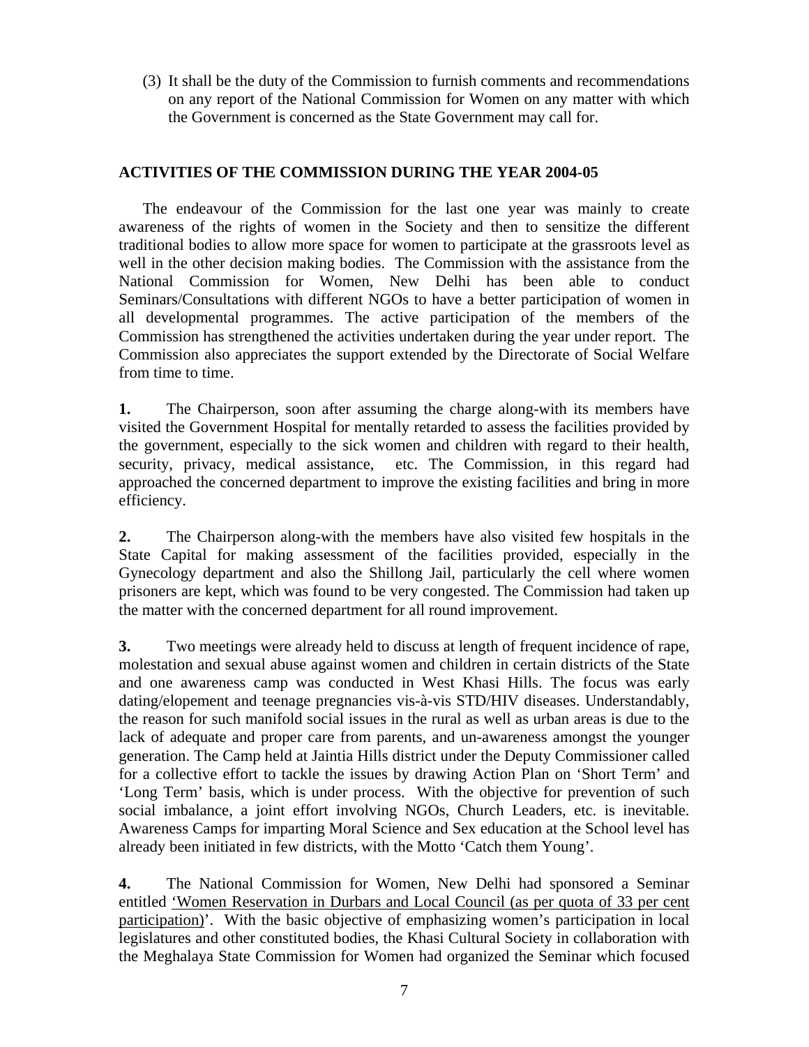(3) It shall be the duty of the Commission to furnish comments and recommendations on any report of the National Commission for Women on any matter with which the Government is concerned as the State Government may call for.

## ACTIVITIES OF THE COMMISSION DURING THE YEAR 2004-05

The endeavour of the Commission for the last one year was mainly to create awareness of the rights of women in the Society and then to sensitize the different traditional bodies to allow more space for women to participate at the grassroots level as well in the other decision making bodies. The Commission with the assistance from the National Commission for Women, New Delhi has been able to conduct Seminars/Consultations with different NGOs to have a better participation of women in all developmental programmes. The active participation of the members of the Commission has strengthened the activities undertaken during the year under report. The Commission also appreciates the support extended by the Directorate of Social Welfare from time to time.

**1.** The Chairperson, soon after assuming the charge along-with its members have visited the Government Hospital for mentally retarded to assess the facilities provided by the government, especially to the sick women and children with regard to their health, security, privacy, medical assistance, etc. The Commission, in this regard had approached the concerned department to improve the existing facilities and bring in more efficiency.

**2.** The Chairperson along-with the members have also visited few hospitals in the State Capital for making assessment of the facilities provided, especially in the Gynecology department and also the Shillong Jail, particularly the cell where women prisoners are kept, which was found to be very congested. The Commission had taken up the matter with the concerned department for all round improvement.

**3.** Two meetings were already held to discuss at length of frequent incidence of rape, molestation and sexual abuse against women and children in certain districts of the State and one awareness camp was conducted in West Khasi Hills. The focus was early dating/elopement and teenage pregnancies vis-à-vis STD/HIV diseases. Understandably, the reason for such manifold social issues in the rural as well as urban areas is due to the lack of adequate and proper care from parents, and un-awareness amongst the younger generation. The Camp held at Jaintia Hills district under the Deputy Commissioner called for a collective effort to tackle the issues by drawing Action Plan on 'Short Term' and 'Long Term' basis, which is under process. With the objective for prevention of such social imbalance, a joint effort involving NGOs, Church Leaders, etc. is inevitable. Awareness Camps for imparting Moral Science and Sex education at the School level has already been initiated in few districts, with the Motto 'Catch them Young'.

**4.** The National Commission for Women, New Delhi had sponsored a Seminar entitled 'Women Reservation in Durbars and Local Council (as per quota of 33 per cent participation)'. With the basic objective of emphasizing women's participation in local legislatures and other constituted bodies, the Khasi Cultural Society in collaboration with the Meghalaya State Commission for Women had organized the Seminar which focused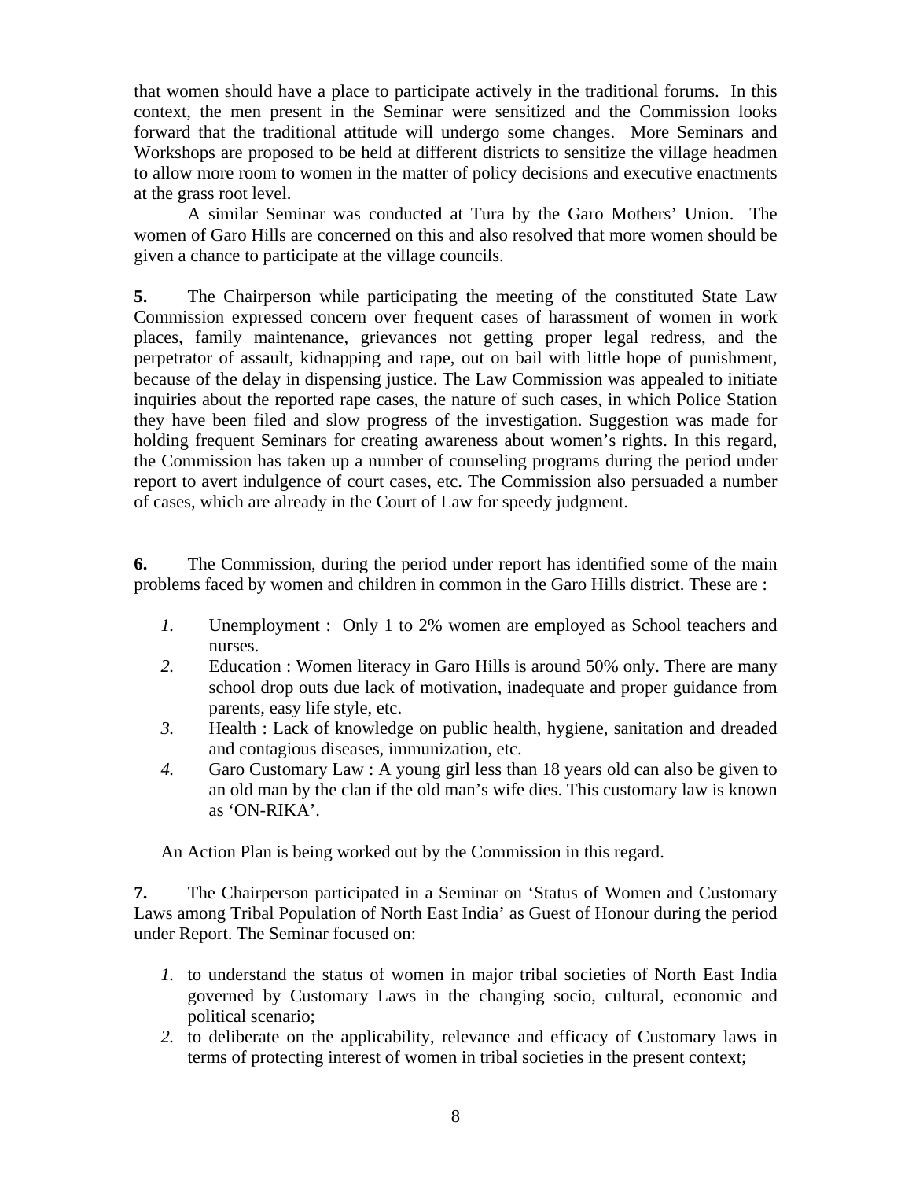that women should have a place to participate actively in the traditional forums. In this context, the men present in the Seminar were sensitized and the Commission looks forward that the traditional attitude will undergo some changes. More Seminars and Workshops are proposed to be held at different districts to sensitize the village headmen to allow more room to women in the matter of policy decisions and executive enactments at the grass root level.

A similar Seminar was conducted at Tura by the Garo Mothers' Union. The women of Garo Hills are concerned on this and also resolved that more women should be given a chance to participate at the village councils.

**5.** The Chairperson while participating the meeting of the constituted State Law Commission expressed concern over frequent cases of harassment of women in work places, family maintenance, grievances not getting proper legal redress, and the perpetrator of assault, kidnapping and rape, out on bail with little hope of punishment, because of the delay in dispensing justice. The Law Commission was appealed to initiate inquiries about the reported rape cases, the nature of such cases, in which Police Station they have been filed and slow progress of the investigation. Suggestion was made for holding frequent Seminars for creating awareness about women's rights. In this regard, the Commission has taken up a number of counseling programs during the period under report to avert indulgence of court cases, etc. The Commission also persuaded a number of cases, which are already in the Court of Law for speedy judgment.

**6.** The Commission, during the period under report has identified some of the main problems faced by women and children in common in the Garo Hills district. These are :

1. Unemployment : Only 1 to 2% women are employed as School teachers and nurses.
2. Education : Women literacy in Garo Hills is around 50% only. There are many school drop outs due lack of motivation, inadequate and proper guidance from parents, easy life style, etc.
3. Health : Lack of knowledge on public health, hygiene, sanitation and dreaded and contagious diseases, immunization, etc.
4. Garo Customary Law : A young girl less than 18 years old can also be given to an old man by the clan if the old man's wife dies. This customary law is known as 'ON-RIKA'.

An Action Plan is being worked out by the Commission in this regard.

**7.** The Chairperson participated in a Seminar on 'Status of Women and Customary Laws among Tribal Population of North East India' as Guest of Honour during the period under Report. The Seminar focused on:

1. to understand the status of women in major tribal societies of North East India governed by Customary Laws in the changing socio, cultural, economic and political scenario;
2. to deliberate on the applicability, relevance and efficacy of Customary laws in terms of protecting interest of women in tribal societies in the present context;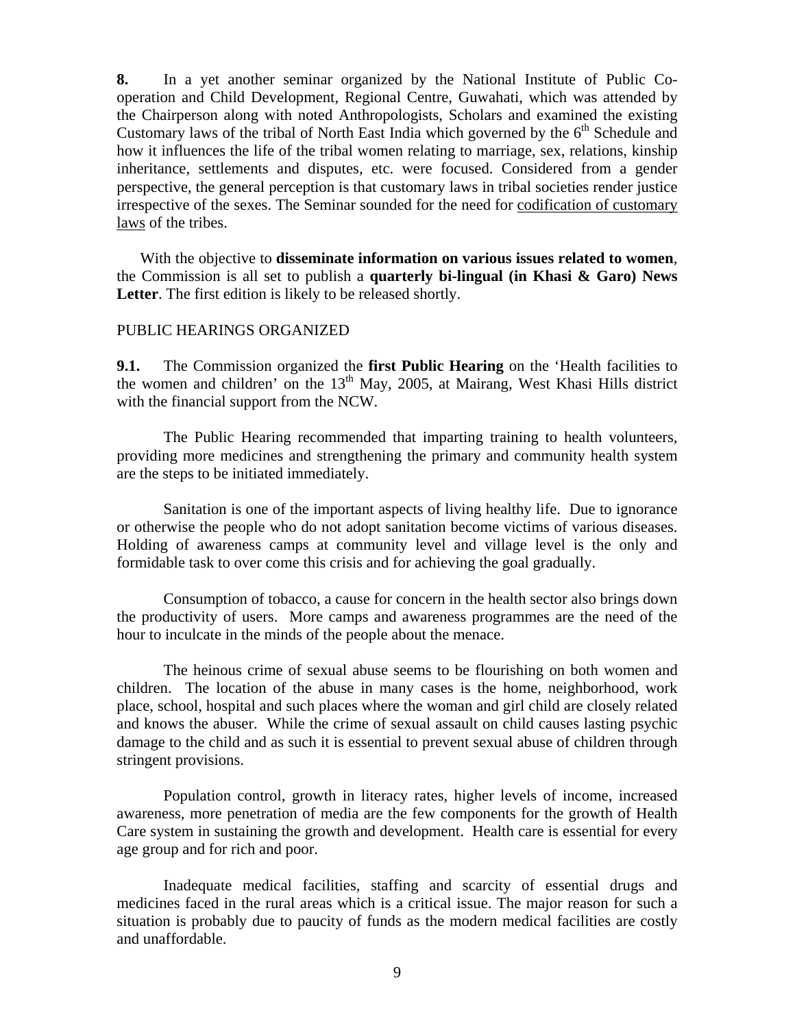**8.** In a yet another seminar organized by the National Institute of Public Co-operation and Child Development, Regional Centre, Guwahati, which was attended by the Chairperson along with noted Anthropologists, Scholars and examined the existing Customary laws of the tribal of North East India which governed by the 6th Schedule and how it influences the life of the tribal women relating to marriage, sex, relations, kinship inheritance, settlements and disputes, etc. were focused. Considered from a gender perspective, the general perception is that customary laws in tribal societies render justice irrespective of the sexes. The Seminar sounded for the need for codification of customary laws of the tribes.

With the objective to **disseminate information on various issues related to women**, the Commission is all set to publish a **quarterly bi-lingual (in Khasi & Garo) News Letter**. The first edition is likely to be released shortly.

PUBLIC HEARINGS ORGANIZED

**9.1.** The Commission organized the **first Public Hearing** on the 'Health facilities to the women and children' on the 13th May, 2005, at Mairang, West Khasi Hills district with the financial support from the NCW.

The Public Hearing recommended that imparting training to health volunteers, providing more medicines and strengthening the primary and community health system are the steps to be initiated immediately.

Sanitation is one of the important aspects of living healthy life. Due to ignorance or otherwise the people who do not adopt sanitation become victims of various diseases. Holding of awareness camps at community level and village level is the only and formidable task to over come this crisis and for achieving the goal gradually.

Consumption of tobacco, a cause for concern in the health sector also brings down the productivity of users. More camps and awareness programmes are the need of the hour to inculcate in the minds of the people about the menace.

The heinous crime of sexual abuse seems to be flourishing on both women and children. The location of the abuse in many cases is the home, neighborhood, work place, school, hospital and such places where the woman and girl child are closely related and knows the abuser. While the crime of sexual assault on child causes lasting psychic damage to the child and as such it is essential to prevent sexual abuse of children through stringent provisions.

Population control, growth in literacy rates, higher levels of income, increased awareness, more penetration of media are the few components for the growth of Health Care system in sustaining the growth and development. Health care is essential for every age group and for rich and poor.

Inadequate medical facilities, staffing and scarcity of essential drugs and medicines faced in the rural areas which is a critical issue. The major reason for such a situation is probably due to paucity of funds as the modern medical facilities are costly and unaffordable.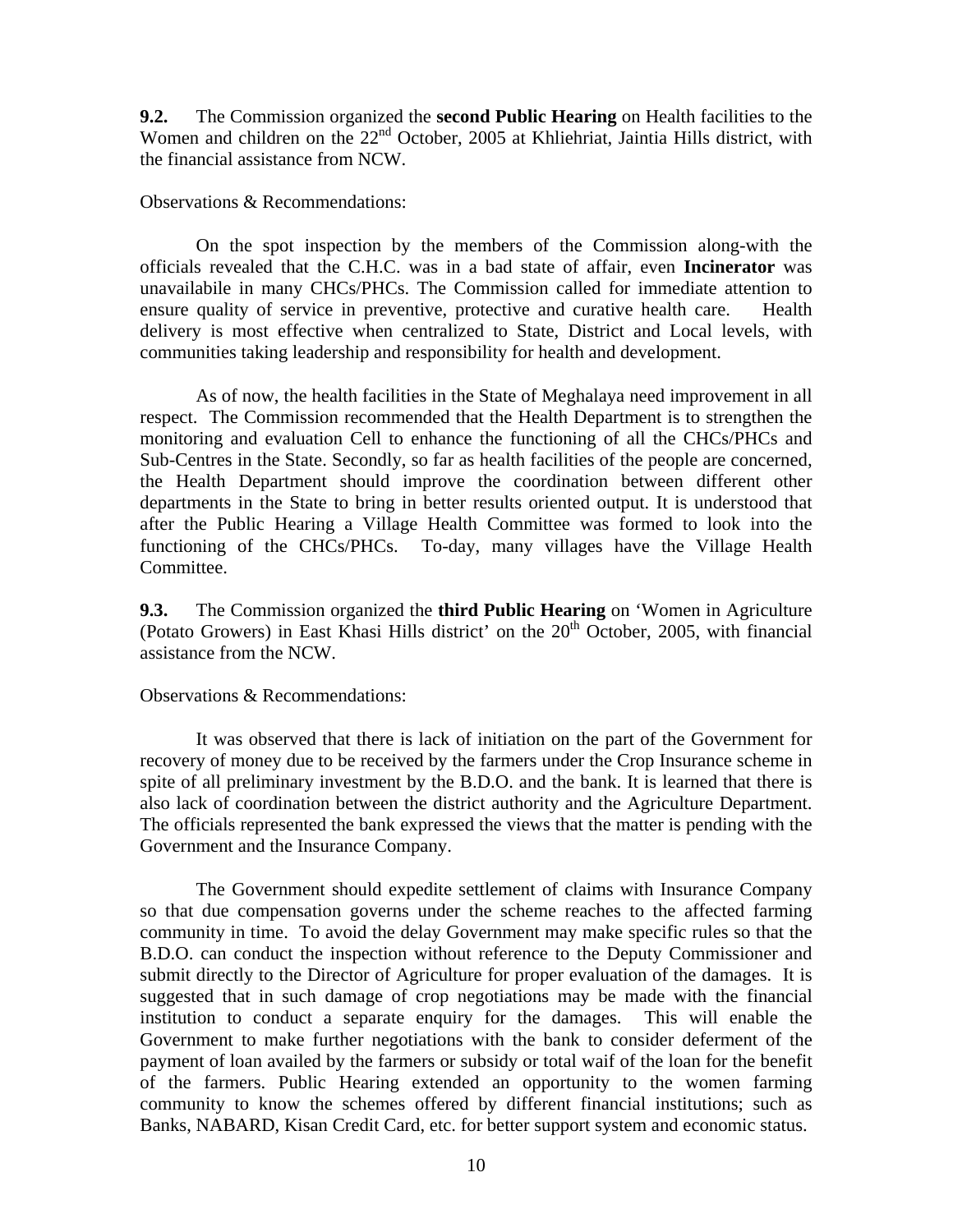**9.2.** The Commission organized the **second Public Hearing** on Health facilities to the Women and children on the 22nd October, 2005 at Khliehriat, Jaintia Hills district, with the financial assistance from NCW.

Observations & Recommendations:

On the spot inspection by the members of the Commission along-with the officials revealed that the C.H.C. was in a bad state of affair, even **Incinerator** was unavailabile in many CHCs/PHCs. The Commission called for immediate attention to ensure quality of service in preventive, protective and curative health care. Health delivery is most effective when centralized to State, District and Local levels, with communities taking leadership and responsibility for health and development.

As of now, the health facilities in the State of Meghalaya need improvement in all respect. The Commission recommended that the Health Department is to strengthen the monitoring and evaluation Cell to enhance the functioning of all the CHCs/PHCs and Sub-Centres in the State. Secondly, so far as health facilities of the people are concerned, the Health Department should improve the coordination between different other departments in the State to bring in better results oriented output. It is understood that after the Public Hearing a Village Health Committee was formed to look into the functioning of the CHCs/PHCs. To-day, many villages have the Village Health Committee.

**9.3.** The Commission organized the **third Public Hearing** on 'Women in Agriculture (Potato Growers) in East Khasi Hills district' on the 20th October, 2005, with financial assistance from the NCW.

Observations & Recommendations:

It was observed that there is lack of initiation on the part of the Government for recovery of money due to be received by the farmers under the Crop Insurance scheme in spite of all preliminary investment by the B.D.O. and the bank. It is learned that there is also lack of coordination between the district authority and the Agriculture Department. The officials represented the bank expressed the views that the matter is pending with the Government and the Insurance Company.

The Government should expedite settlement of claims with Insurance Company so that due compensation governs under the scheme reaches to the affected farming community in time. To avoid the delay Government may make specific rules so that the B.D.O. can conduct the inspection without reference to the Deputy Commissioner and submit directly to the Director of Agriculture for proper evaluation of the damages. It is suggested that in such damage of crop negotiations may be made with the financial institution to conduct a separate enquiry for the damages. This will enable the Government to make further negotiations with the bank to consider deferment of the payment of loan availed by the farmers or subsidy or total waif of the loan for the benefit of the farmers. Public Hearing extended an opportunity to the women farming community to know the schemes offered by different financial institutions; such as Banks, NABARD, Kisan Credit Card, etc. for better support system and economic status.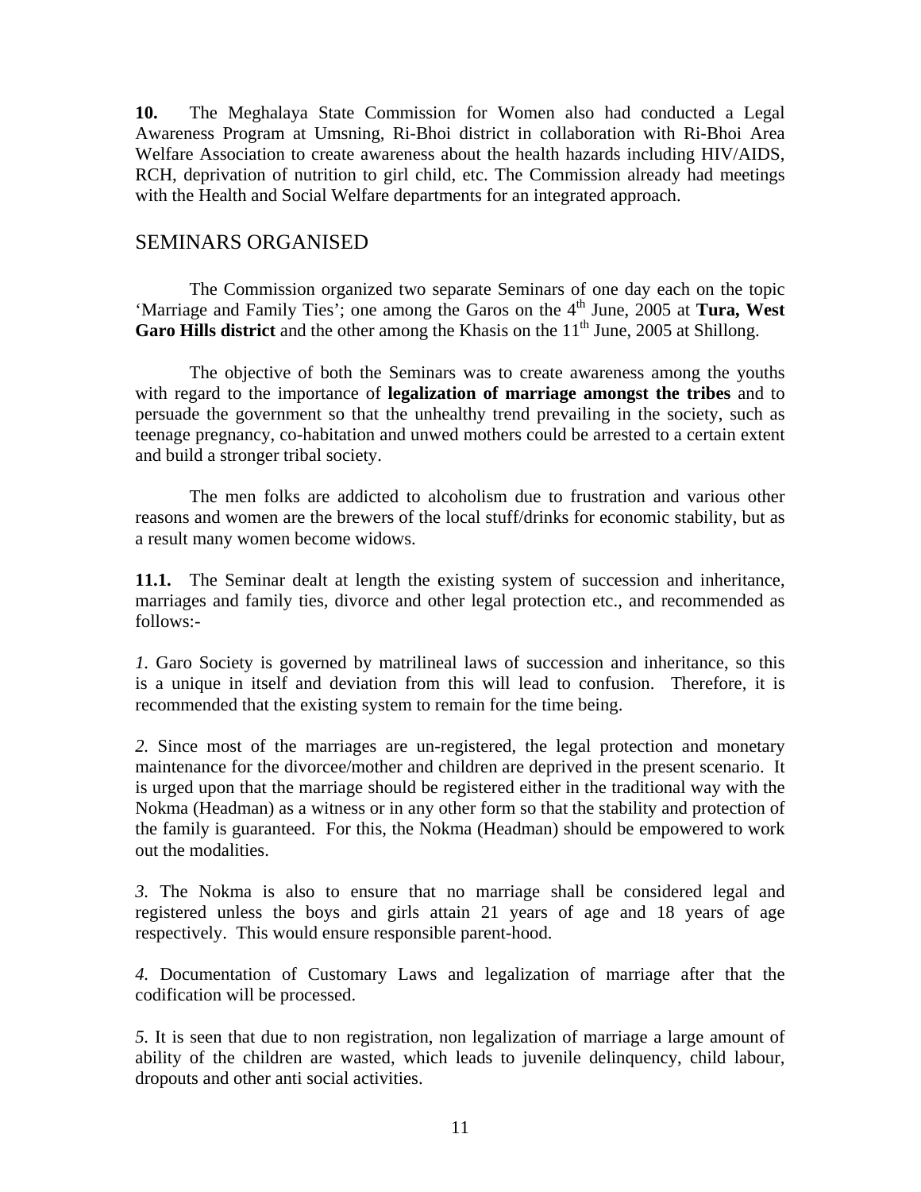**10.** The Meghalaya State Commission for Women also had conducted a Legal Awareness Program at Umsning, Ri-Bhoi district in collaboration with Ri-Bhoi Area Welfare Association to create awareness about the health hazards including HIV/AIDS, RCH, deprivation of nutrition to girl child, etc. The Commission already had meetings with the Health and Social Welfare departments for an integrated approach.

## SEMINARS ORGANISED

The Commission organized two separate Seminars of one day each on the topic 'Marriage and Family Ties'; one among the Garos on the 4th June, 2005 at **Tura, West Garo Hills district** and the other among the Khasis on the 11th June, 2005 at Shillong.

The objective of both the Seminars was to create awareness among the youths with regard to the importance of **legalization of marriage amongst the tribes** and to persuade the government so that the unhealthy trend prevailing in the society, such as teenage pregnancy, co-habitation and unwed mothers could be arrested to a certain extent and build a stronger tribal society.

The men folks are addicted to alcoholism due to frustration and various other reasons and women are the brewers of the local stuff/drinks for economic stability, but as a result many women become widows.

**11.1.** The Seminar dealt at length the existing system of succession and inheritance, marriages and family ties, divorce and other legal protection etc., and recommended as follows:-

*1.* Garo Society is governed by matrilineal laws of succession and inheritance, so this is a unique in itself and deviation from this will lead to confusion. Therefore, it is recommended that the existing system to remain for the time being.

*2.* Since most of the marriages are un-registered, the legal protection and monetary maintenance for the divorcee/mother and children are deprived in the present scenario. It is urged upon that the marriage should be registered either in the traditional way with the Nokma (Headman) as a witness or in any other form so that the stability and protection of the family is guaranteed. For this, the Nokma (Headman) should be empowered to work out the modalities.

*3.* The Nokma is also to ensure that no marriage shall be considered legal and registered unless the boys and girls attain 21 years of age and 18 years of age respectively. This would ensure responsible parent-hood.

*4.* Documentation of Customary Laws and legalization of marriage after that the codification will be processed.

*5.* It is seen that due to non registration, non legalization of marriage a large amount of ability of the children are wasted, which leads to juvenile delinquency, child labour, dropouts and other anti social activities.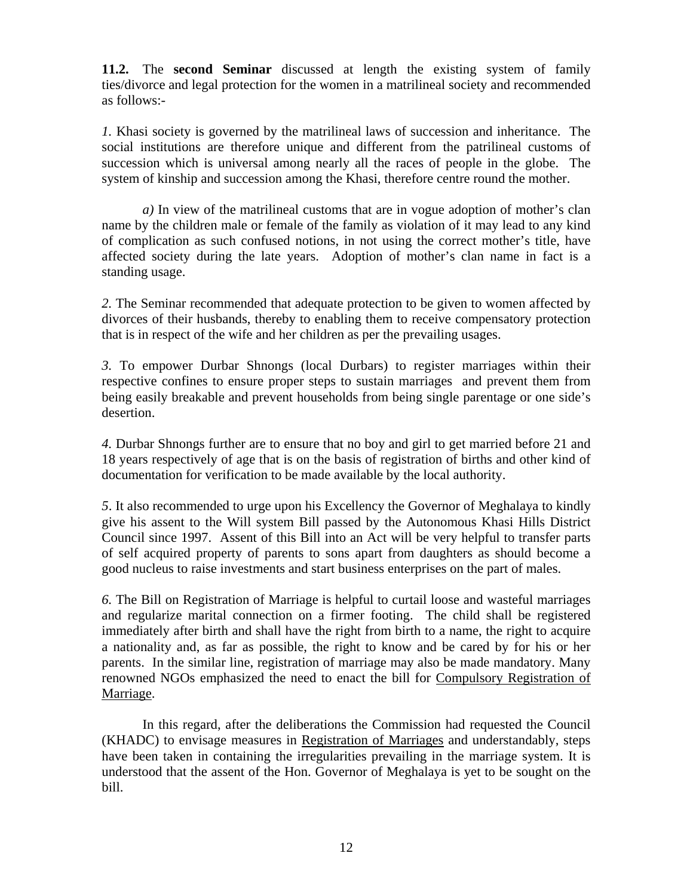**11.2.** The **second Seminar** discussed at length the existing system of family ties/divorce and legal protection for the women in a matrilineal society and recommended as follows:-

*1.* Khasi society is governed by the matrilineal laws of succession and inheritance. The social institutions are therefore unique and different from the patrilineal customs of succession which is universal among nearly all the races of people in the globe. The system of kinship and succession among the Khasi, therefore centre round the mother.

*a)* In view of the matrilineal customs that are in vogue adoption of mother's clan name by the children male or female of the family as violation of it may lead to any kind of complication as such confused notions, in not using the correct mother's title, have affected society during the late years. Adoption of mother's clan name in fact is a standing usage.

*2.* The Seminar recommended that adequate protection to be given to women affected by divorces of their husbands, thereby to enabling them to receive compensatory protection that is in respect of the wife and her children as per the prevailing usages.

*3.* To empower Durbar Shnongs (local Durbars) to register marriages within their respective confines to ensure proper steps to sustain marriages and prevent them from being easily breakable and prevent households from being single parentage or one side's desertion.

*4.* Durbar Shnongs further are to ensure that no boy and girl to get married before 21 and 18 years respectively of age that is on the basis of registration of births and other kind of documentation for verification to be made available by the local authority.

*5.* It also recommended to urge upon his Excellency the Governor of Meghalaya to kindly give his assent to the Will system Bill passed by the Autonomous Khasi Hills District Council since 1997. Assent of this Bill into an Act will be very helpful to transfer parts of self acquired property of parents to sons apart from daughters as should become a good nucleus to raise investments and start business enterprises on the part of males.

*6.* The Bill on Registration of Marriage is helpful to curtail loose and wasteful marriages and regularize marital connection on a firmer footing. The child shall be registered immediately after birth and shall have the right from birth to a name, the right to acquire a nationality and, as far as possible, the right to know and be cared by for his or her parents. In the similar line, registration of marriage may also be made mandatory. Many renowned NGOs emphasized the need to enact the bill for Compulsory Registration of Marriage.

In this regard, after the deliberations the Commission had requested the Council (KHADC) to envisage measures in Registration of Marriages and understandably, steps have been taken in containing the irregularities prevailing in the marriage system. It is understood that the assent of the Hon. Governor of Meghalaya is yet to be sought on the bill.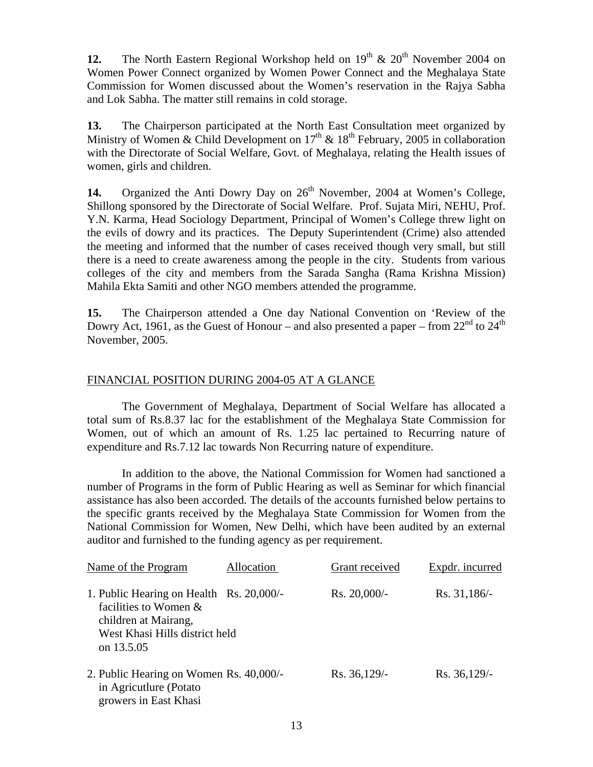**12.** The North Eastern Regional Workshop held on 19th & 20th November 2004 on Women Power Connect organized by Women Power Connect and the Meghalaya State Commission for Women discussed about the Women's reservation in the Rajya Sabha and Lok Sabha. The matter still remains in cold storage.

**13.** The Chairperson participated at the North East Consultation meet organized by Ministry of Women & Child Development on 17th & 18th February, 2005 in collaboration with the Directorate of Social Welfare, Govt. of Meghalaya, relating the Health issues of women, girls and children.

**14.** Organized the Anti Dowry Day on 26th November, 2004 at Women's College, Shillong sponsored by the Directorate of Social Welfare. Prof. Sujata Miri, NEHU, Prof. Y.N. Karma, Head Sociology Department, Principal of Women's College threw light on the evils of dowry and its practices. The Deputy Superintendent (Crime) also attended the meeting and informed that the number of cases received though very small, but still there is a need to create awareness among the people in the city. Students from various colleges of the city and members from the Sarada Sangha (Rama Krishna Mission) Mahila Ekta Samiti and other NGO members attended the programme.

**15.** The Chairperson attended a One day National Convention on 'Review of the Dowry Act, 1961, as the Guest of Honour – and also presented a paper – from 22nd to 24th November, 2005.

## FINANCIAL POSITION DURING 2004-05 AT A GLANCE

The Government of Meghalaya, Department of Social Welfare has allocated a total sum of Rs.8.37 lac for the establishment of the Meghalaya State Commission for Women, out of which an amount of Rs. 1.25 lac pertained to Recurring nature of expenditure and Rs.7.12 lac towards Non Recurring nature of expenditure.

In addition to the above, the National Commission for Women had sanctioned a number of Programs in the form of Public Hearing as well as Seminar for which financial assistance has also been accorded. The details of the accounts furnished below pertains to the specific grants received by the Meghalaya State Commission for Women from the National Commission for Women, New Delhi, which have been audited by an external auditor and furnished to the funding agency as per requirement.

| Name of the Program | Allocation | Grant received | Expdr. incurred |
|---|---|---|---|
| 1. Public Hearing on Health facilities to Women & children at Mairang, West Khasi Hills district held on 13.5.05 | Rs. 20,000/- | Rs. 20,000/- | Rs. 31,186/- |
| 2. Public Hearing on Women in Agricutlure (Potato growers in East Khasi | Rs. 40,000/- | Rs. 36,129/- | Rs. 36,129/- |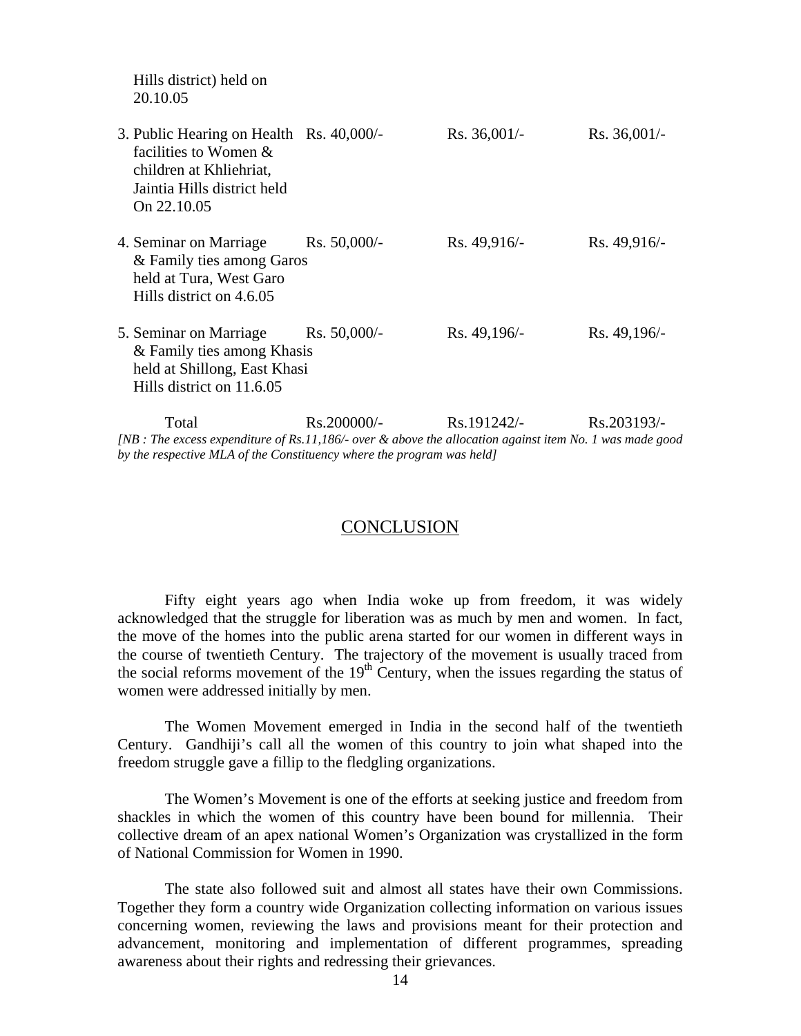| | | | |
|---|---|---|---|
| Hills district) held on 20.10.05 | | | |
| 3. Public Hearing on Health facilities to Women & children at Khliehriat, Jaintia Hills district held On 22.10.05 | Rs. 40,000/- | Rs. 36,001/- | Rs. 36,001/- |
| 4. Seminar on Marriage & Family ties among Garos held at Tura, West Garo Hills district on 4.6.05 | Rs. 50,000/- | Rs. 49,916/- | Rs. 49,916/- |
| 5. Seminar on Marriage & Family ties among Khasis held at Shillong, East Khasi Hills district on 11.6.05 | Rs. 50,000/- | Rs. 49,196/- | Rs. 49,196/- |
| Total | Rs.200000/- | Rs.191242/- | Rs.203193/- |

*[NB : The excess expenditure of Rs.11,186/- over & above the allocation against item No. 1 was made good by the respective MLA of the Constituency where the program was held]*

## CONCLUSION

Fifty eight years ago when India woke up from freedom, it was widely acknowledged that the struggle for liberation was as much by men and women. In fact, the move of the homes into the public arena started for our women in different ways in the course of twentieth Century. The trajectory of the movement is usually traced from the social reforms movement of the 19th Century, when the issues regarding the status of women were addressed initially by men.

The Women Movement emerged in India in the second half of the twentieth Century. Gandhiji's call all the women of this country to join what shaped into the freedom struggle gave a fillip to the fledgling organizations.

The Women's Movement is one of the efforts at seeking justice and freedom from shackles in which the women of this country have been bound for millennia. Their collective dream of an apex national Women's Organization was crystallized in the form of National Commission for Women in 1990.

The state also followed suit and almost all states have their own Commissions. Together they form a country wide Organization collecting information on various issues concerning women, reviewing the laws and provisions meant for their protection and advancement, monitoring and implementation of different programmes, spreading awareness about their rights and redressing their grievances.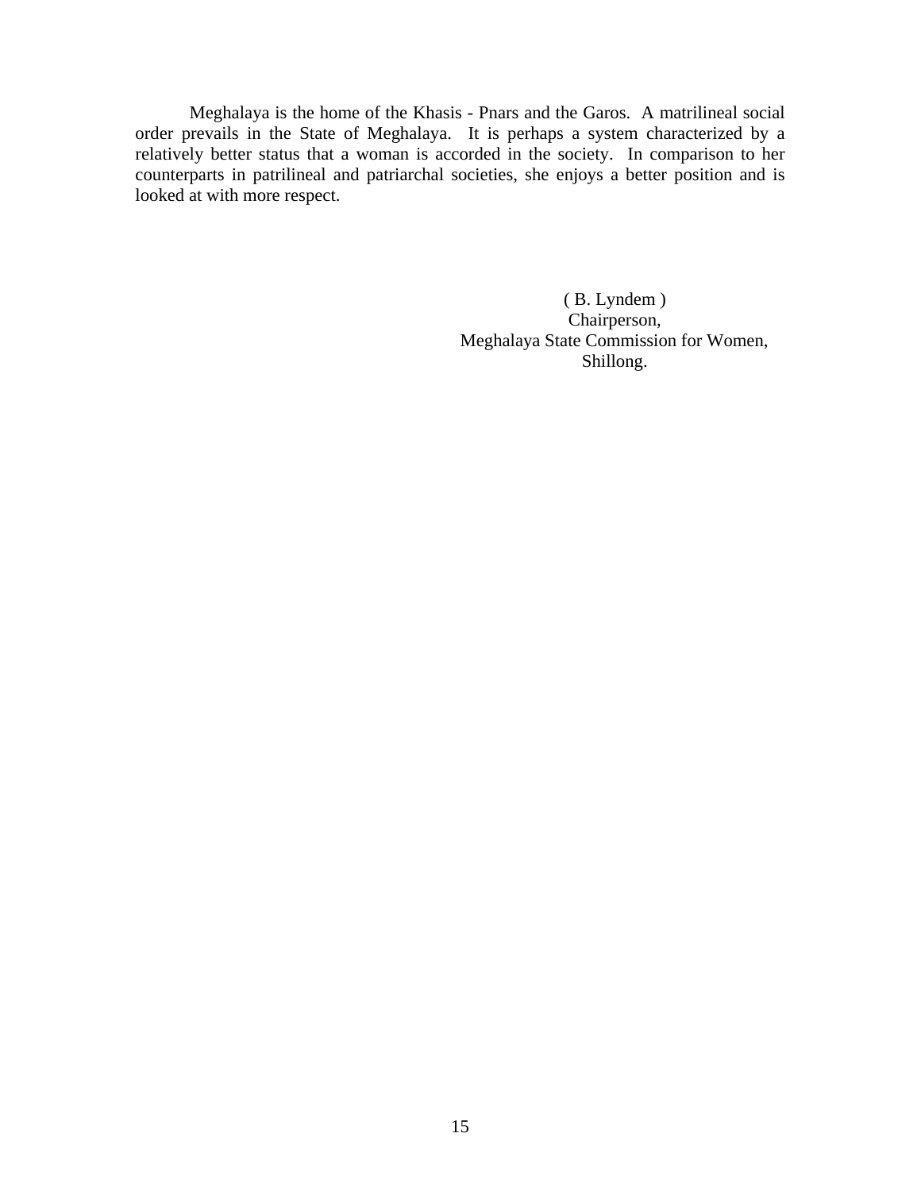Meghalaya is the home of the Khasis - Pnars and the Garos. A matrilineal social order prevails in the State of Meghalaya. It is perhaps a system characterized by a relatively better status that a woman is accorded in the society. In comparison to her counterparts in patrilineal and patriarchal societies, she enjoys a better position and is looked at with more respect.

( B. Lyndem )
Chairperson,
Meghalaya State Commission for Women,
Shillong.